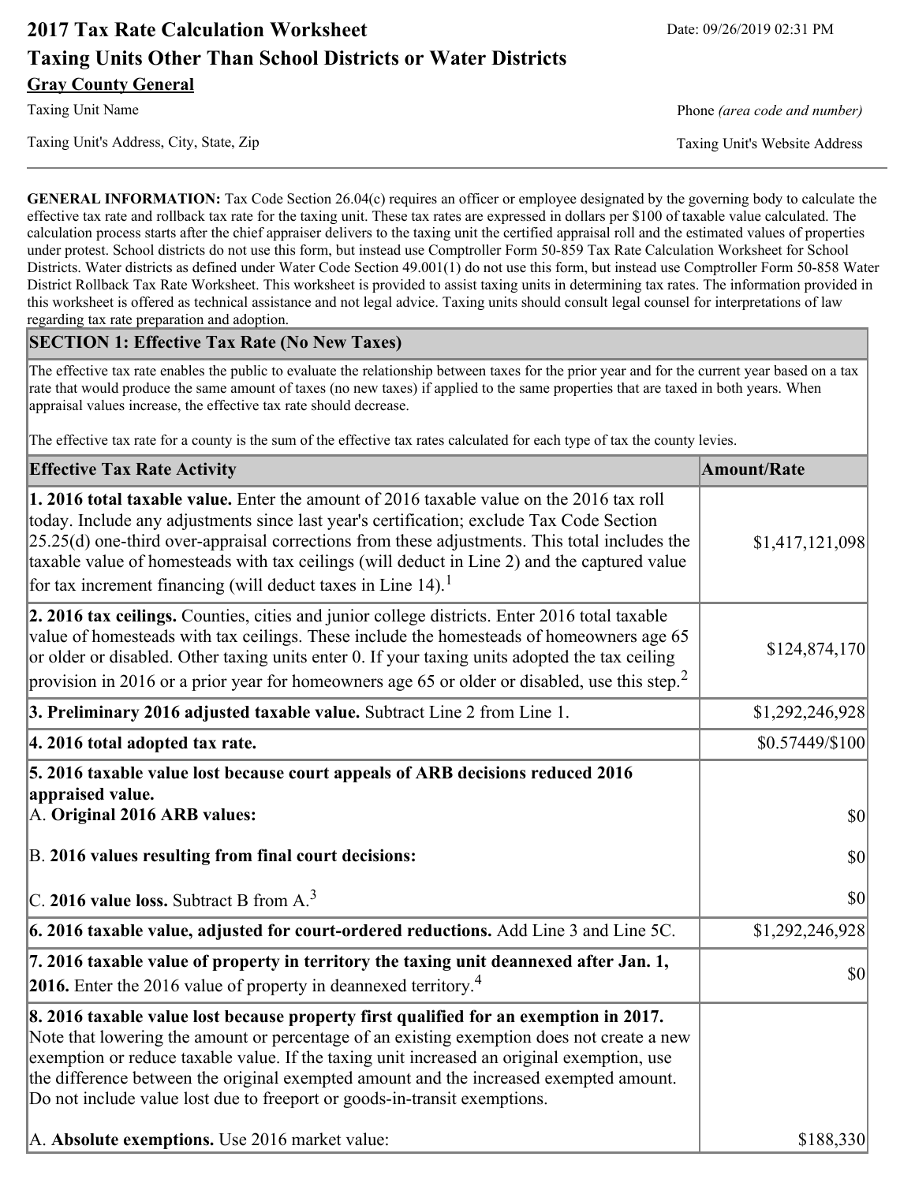# 2017 Tax Rate Calculation Worksheet

Date: 09/26/2019 02:31 PM

## Taxing Units Other Than School Districts or Water Districts

**Gray County General**

Taxing Unit Name

Phone *(area code and number)*

Taxing Unit's Address, City, State, Zip

Taxing Unit's Website Address

**GENERAL INFORMATION:** Tax Code Section 26.04(c) requires an officer or employee designated by the governing body to calculate the effective tax rate and rollback tax rate for the taxing unit. These tax rates are expressed in dollars per $100 of taxable value calculated. The calculation process starts after the chief appraiser delivers to the taxing unit the certified appraisal roll and the estimated values of properties under protest. School districts do not use this form, but instead use Comptroller Form 50-859 Tax Rate Calculation Worksheet for School Districts. Water districts as defined under Water Code Section 49.001(1) do not use this form, but instead use Comptroller Form 50-858 Water District Rollback Tax Rate Worksheet. This worksheet is provided to assist taxing units in determining tax rates. The information provided in this worksheet is offered as technical assistance and not legal advice. Taxing units should consult legal counsel for interpretations of law regarding tax rate preparation and adoption.

## SECTION 1: Effective Tax Rate (No New Taxes)

The effective tax rate enables the public to evaluate the relationship between taxes for the prior year and for the current year based on a tax rate that would produce the same amount of taxes (no new taxes) if applied to the same properties that are taxed in both years. When appraisal values increase, the effective tax rate should decrease.

The effective tax rate for a county is the sum of the effective tax rates calculated for each type of tax the county levies.

| Effective Tax Rate Activity | Amount/Rate |
|---|---|
| **1. 2016 total taxable value.** Enter the amount of 2016 taxable value on the 2016 tax roll today. Include any adjustments since last year's certification; exclude Tax Code Section 25.25(d) one-third over-appraisal corrections from these adjustments. This total includes the taxable value of homesteads with tax ceilings (will deduct in Line 2) and the captured value for tax increment financing (will deduct taxes in Line 14).[1] | $1,417,121,098 |
| **2. 2016 tax ceilings.** Counties, cities and junior college districts. Enter 2016 total taxable value of homesteads with tax ceilings. These include the homesteads of homeowners age 65 or older or disabled. Other taxing units enter 0. If your taxing units adopted the tax ceiling provision in 2016 or a prior year for homeowners age 65 or older or disabled, use this step.[2] | $124,874,170 |
| **3. Preliminary 2016 adjusted taxable value.** Subtract Line 2 from Line 1. | $1,292,246,928 |
| **4. 2016 total adopted tax rate.** | $0.57449/$100 |
| **5. 2016 taxable value lost because court appeals of ARB decisions reduced 2016 appraised value.** | |
| A. **Original 2016 ARB values:** | $0 |
| B. **2016 values resulting from final court decisions:** | $0 |
| C. **2016 value loss.** Subtract B from A.[3] | $0 |
| **6. 2016 taxable value, adjusted for court-ordered reductions.** Add Line 3 and Line 5C. | $1,292,246,928 |
| **7. 2016 taxable value of property in territory the taxing unit deannexed after Jan. 1, 2016.** Enter the 2016 value of property in deannexed territory.[4] | $0 |
| **8. 2016 taxable value lost because property first qualified for an exemption in 2017.** Note that lowering the amount or percentage of an existing exemption does not create a new exemption or reduce taxable value. If the taxing unit increased an original exemption, use the difference between the original exempted amount and the increased exempted amount. Do not include value lost due to freeport or goods-in-transit exemptions. | |
| A. **Absolute exemptions.** Use 2016 market value: | $188,330 |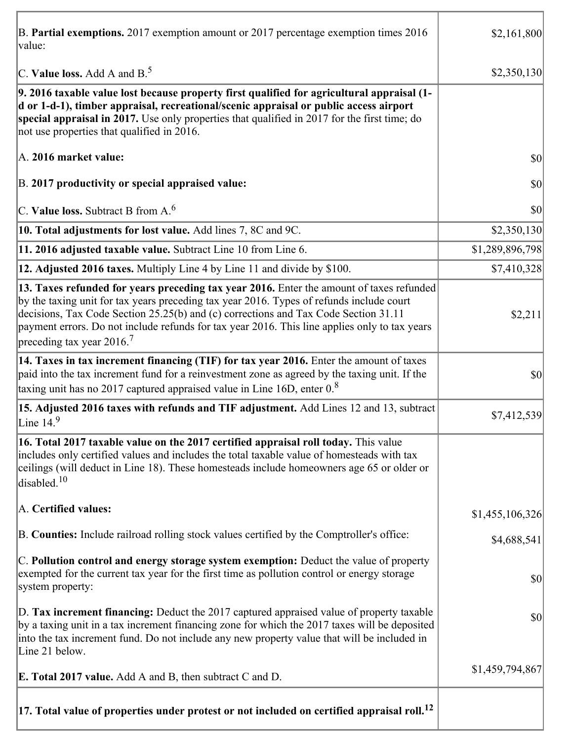| | |
|---|---|
| B. **Partial exemptions.** 2017 exemption amount or 2017 percentage exemption times 2016 value: | $2,161,800 |
| C. **Value loss.** Add A and B.[5] | $2,350,130 |
| **9. 2016 taxable value lost because property first qualified for agricultural appraisal (1-d or 1-d-1), timber appraisal, recreational/scenic appraisal or public access airport special appraisal in 2017.** Use only properties that qualified in 2017 for the first time; do not use properties that qualified in 2016. | |
| A. **2016 market value:** | $0 |
| B. **2017 productivity or special appraised value:** | $0 |
| C. **Value loss.** Subtract B from A.[6] | $0 |
| **10. Total adjustments for lost value.** Add lines 7, 8C and 9C. | $2,350,130 |
| **11. 2016 adjusted taxable value.** Subtract Line 10 from Line 6. | $1,289,896,798 |
| **12. Adjusted 2016 taxes.** Multiply Line 4 by Line 11 and divide by $100. | $7,410,328 |
| **13. Taxes refunded for years preceding tax year 2016.** Enter the amount of taxes refunded by the taxing unit for tax years preceding tax year 2016. Types of refunds include court decisions, Tax Code Section 25.25(b) and (c) corrections and Tax Code Section 31.11 payment errors. Do not include refunds for tax year 2016. This line applies only to tax years preceding tax year 2016.[7] | $2,211 |
| **14. Taxes in tax increment financing (TIF) for tax year 2016.** Enter the amount of taxes paid into the tax increment fund for a reinvestment zone as agreed by the taxing unit. If the taxing unit has no 2017 captured appraised value in Line 16D, enter 0.[8] | $0 |
| **15. Adjusted 2016 taxes with refunds and TIF adjustment.** Add Lines 12 and 13, subtract Line 14.[9] | $7,412,539 |
| **16. Total 2017 taxable value on the 2017 certified appraisal roll today.** This value includes only certified values and includes the total taxable value of homesteads with tax ceilings (will deduct in Line 18). These homesteads include homeowners age 65 or older or disabled.[10] | |
| A. **Certified values:** | $1,455,106,326 |
| B. **Counties:** Include railroad rolling stock values certified by the Comptroller's office: | $4,688,541 |
| C. **Pollution control and energy storage system exemption:** Deduct the value of property exempted for the current tax year for the first time as pollution control or energy storage system property: | $0 |
| D. **Tax increment financing:** Deduct the 2017 captured appraised value of property taxable by a taxing unit in a tax increment financing zone for which the 2017 taxes will be deposited into the tax increment fund. Do not include any new property value that will be included in Line 21 below. | $0 |
| **E. Total 2017 value.** Add A and B, then subtract C and D. | $1,459,794,867 |
| **17. Total value of properties under protest or not included on certified appraisal roll.**[12] | |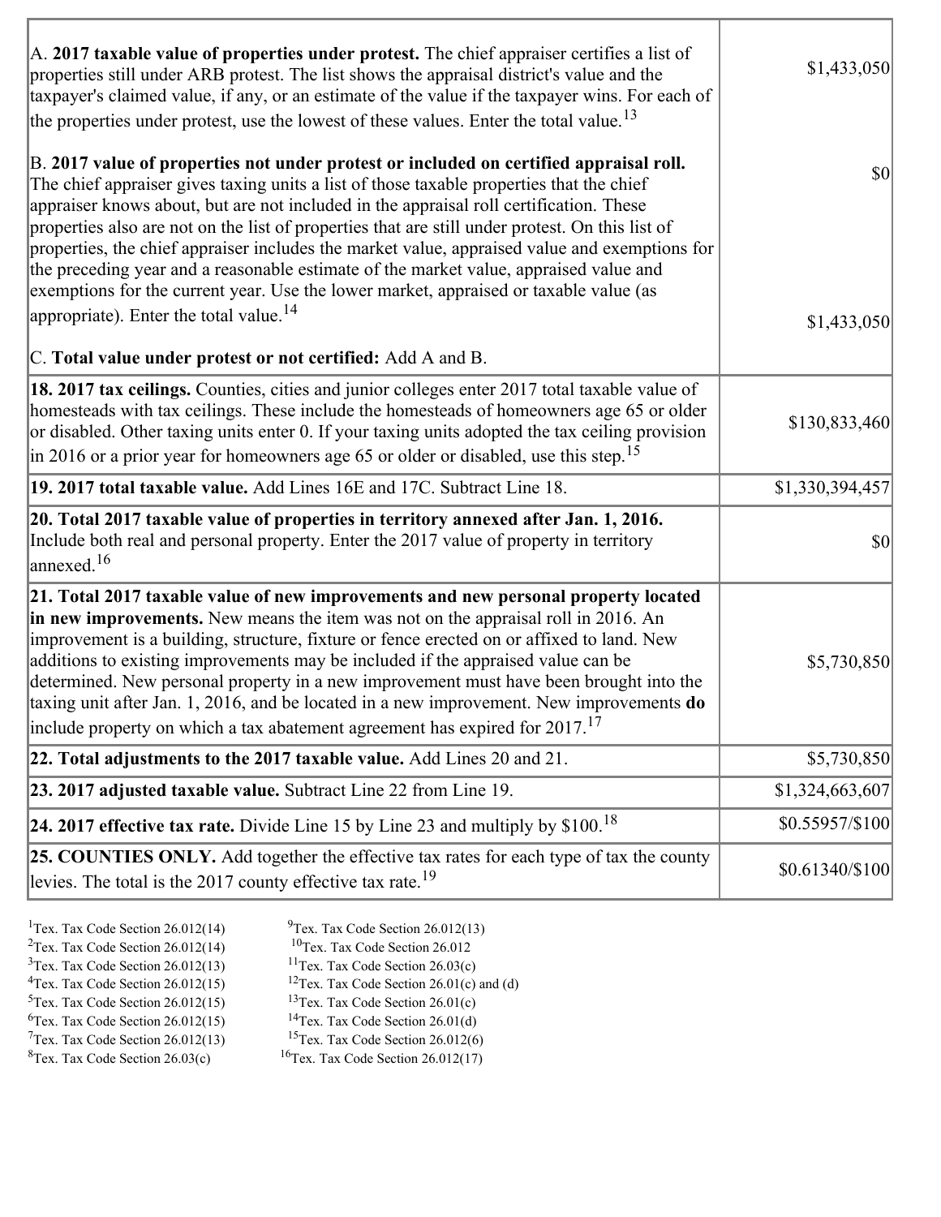| | |
|---|---|
| A. **2017 taxable value of properties under protest.** The chief appraiser certifies a list of properties still under ARB protest. The list shows the appraisal district's value and the taxpayer's claimed value, if any, or an estimate of the value if the taxpayer wins. For each of the properties under protest, use the lowest of these values. Enter the total value.[13]<br><br>B. **2017 value of properties not under protest or included on certified appraisal roll.** The chief appraiser gives taxing units a list of those taxable properties that the chief appraiser knows about, but are not included in the appraisal roll certification. These properties also are not on the list of properties that are still under protest. On this list of properties, the chief appraiser includes the market value, appraised value and exemptions for the preceding year and a reasonable estimate of the market value, appraised value and exemptions for the current year. Use the lower market, appraised or taxable value (as appropriate). Enter the total value.[14]<br><br>C. **Total value under protest or not certified:** Add A and B. | $1,433,050<br><br>$0<br><br>$1,433,050 |
| **18. 2017 tax ceilings.** Counties, cities and junior colleges enter 2017 total taxable value of homesteads with tax ceilings. These include the homesteads of homeowners age 65 or older or disabled. Other taxing units enter 0. If your taxing units adopted the tax ceiling provision in 2016 or a prior year for homeowners age 65 or older or disabled, use this step.[15] | $130,833,460 |
| **19. 2017 total taxable value.** Add Lines 16E and 17C. Subtract Line 18. | $1,330,394,457 |
| **20. Total 2017 taxable value of properties in territory annexed after Jan. 1, 2016.** Include both real and personal property. Enter the 2017 value of property in territory annexed.[16] | $0 |
| **21. Total 2017 taxable value of new improvements and new personal property located in new improvements.** New means the item was not on the appraisal roll in 2016. An improvement is a building, structure, fixture or fence erected on or affixed to land. New additions to existing improvements may be included if the appraised value can be determined. New personal property in a new improvement must have been brought into the taxing unit after Jan. 1, 2016, and be located in a new improvement. New improvements **do** include property on which a tax abatement agreement has expired for 2017.[17] | $5,730,850 |
| **22. Total adjustments to the 2017 taxable value.** Add Lines 20 and 21. | $5,730,850 |
| **23. 2017 adjusted taxable value.** Subtract Line 22 from Line 19. | $1,324,663,607 |
| **24. 2017 effective tax rate.** Divide Line 15 by Line 23 and multiply by $100.[18] | $0.55957/$100 |
| **25. COUNTIES ONLY.** Add together the effective tax rates for each type of tax the county levies. The total is the 2017 county effective tax rate.[19] | $0.61340/$100 |

[1]Tex. Tax Code Section 26.012(14)
[2]Tex. Tax Code Section 26.012(14)
[3]Tex. Tax Code Section 26.012(13)
[4]Tex. Tax Code Section 26.012(15)
[5]Tex. Tax Code Section 26.012(15)
[6]Tex. Tax Code Section 26.012(15)
[7]Tex. Tax Code Section 26.012(13)
[8]Tex. Tax Code Section 26.03(c)
[9]Tex. Tax Code Section 26.012(13)
[10]Tex. Tax Code Section 26.012
[11]Tex. Tax Code Section 26.03(c)
[12]Tex. Tax Code Section 26.01(c) and (d)
[13]Tex. Tax Code Section 26.01(c)
[14]Tex. Tax Code Section 26.01(d)
[15]Tex. Tax Code Section 26.012(6)
[16]Tex. Tax Code Section 26.012(17)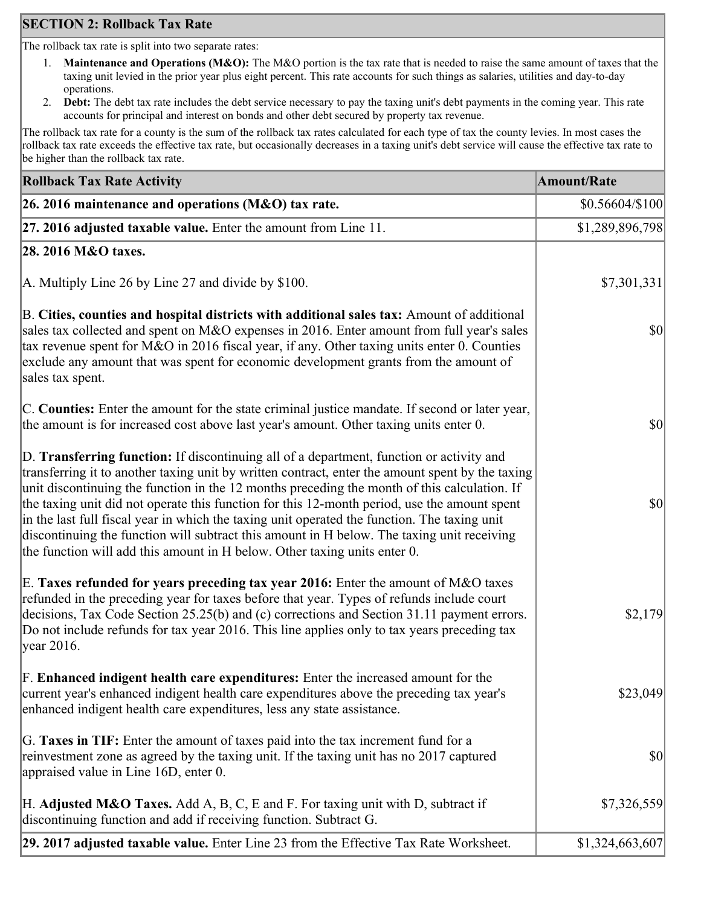## SECTION 2: Rollback Tax Rate

The rollback tax rate is split into two separate rates:

1. **Maintenance and Operations (M&O):** The M&O portion is the tax rate that is needed to raise the same amount of taxes that the taxing unit levied in the prior year plus eight percent. This rate accounts for such things as salaries, utilities and day-to-day operations.
2. **Debt:** The debt tax rate includes the debt service necessary to pay the taxing unit's debt payments in the coming year. This rate accounts for principal and interest on bonds and other debt secured by property tax revenue.

The rollback tax rate for a county is the sum of the rollback tax rates calculated for each type of tax the county levies. In most cases the rollback tax rate exceeds the effective tax rate, but occasionally decreases in a taxing unit's debt service will cause the effective tax rate to be higher than the rollback tax rate.

| Rollback Tax Rate Activity | Amount/Rate |
|---|---|
| **26. 2016 maintenance and operations (M&O) tax rate.** | $0.56604/$100 |
| **27. 2016 adjusted taxable value.** Enter the amount from Line 11. | $1,289,896,798 |
| **28. 2016 M&O taxes.** | |
| A. Multiply Line 26 by Line 27 and divide by $100. | $7,301,331 |
| B. **Cities, counties and hospital districts with additional sales tax:** Amount of additional sales tax collected and spent on M&O expenses in 2016. Enter amount from full year's sales tax revenue spent for M&O in 2016 fiscal year, if any. Other taxing units enter 0. Counties exclude any amount that was spent for economic development grants from the amount of sales tax spent. | $0 |
| C. **Counties:** Enter the amount for the state criminal justice mandate. If second or later year, the amount is for increased cost above last year's amount. Other taxing units enter 0. | $0 |
| D. **Transferring function:** If discontinuing all of a department, function or activity and transferring it to another taxing unit by written contract, enter the amount spent by the taxing unit discontinuing the function in the 12 months preceding the month of this calculation. If the taxing unit did not operate this function for this 12-month period, use the amount spent in the last full fiscal year in which the taxing unit operated the function. The taxing unit discontinuing the function will subtract this amount in H below. The taxing unit receiving the function will add this amount in H below. Other taxing units enter 0. | $0 |
| E. **Taxes refunded for years preceding tax year 2016:** Enter the amount of M&O taxes refunded in the preceding year for taxes before that year. Types of refunds include court decisions, Tax Code Section 25.25(b) and (c) corrections and Section 31.11 payment errors. Do not include refunds for tax year 2016. This line applies only to tax years preceding tax year 2016. | $2,179 |
| F. **Enhanced indigent health care expenditures:** Enter the increased amount for the current year's enhanced indigent health care expenditures above the preceding tax year's enhanced indigent health care expenditures, less any state assistance. | $23,049 |
| G. **Taxes in TIF:** Enter the amount of taxes paid into the tax increment fund for a reinvestment zone as agreed by the taxing unit. If the taxing unit has no 2017 captured appraised value in Line 16D, enter 0. | $0 |
| H. **Adjusted M&O Taxes.** Add A, B, C, E and F. For taxing unit with D, subtract if discontinuing function and add if receiving function. Subtract G. | $7,326,559 |
| **29. 2017 adjusted taxable value.** Enter Line 23 from the Effective Tax Rate Worksheet. | $1,324,663,607 |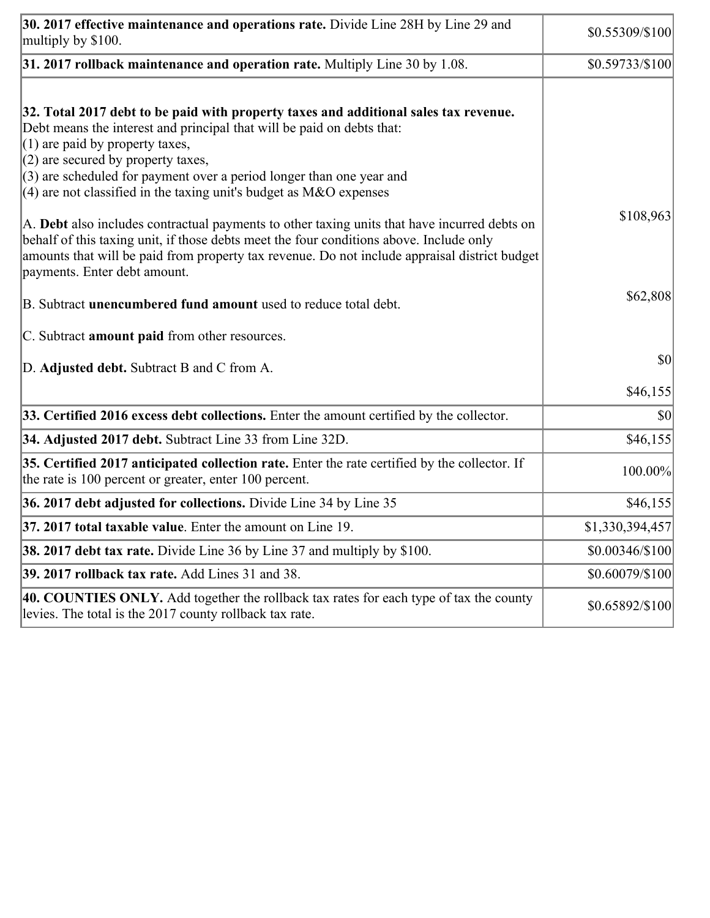| | |
|---|---|
| **30. 2017 effective maintenance and operations rate.** Divide Line 28H by Line 29 and multiply by $100. | $0.55309/$100 |
| **31. 2017 rollback maintenance and operation rate.** Multiply Line 30 by 1.08. | $0.59733/$100 |
| **32. Total 2017 debt to be paid with property taxes and additional sales tax revenue.** Debt means the interest and principal that will be paid on debts that:<br>(1) are paid by property taxes,<br>(2) are secured by property taxes,<br>(3) are scheduled for payment over a period longer than one year and<br>(4) are not classified in the taxing unit's budget as M&O expenses<br><br>A. **Debt** also includes contractual payments to other taxing units that have incurred debts on behalf of this taxing unit, if those debts meet the four conditions above. Include only amounts that will be paid from property tax revenue. Do not include appraisal district budget payments. Enter debt amount.<br><br>B. Subtract **unencumbered fund amount** used to reduce total debt.<br><br>C. Subtract **amount paid** from other resources.<br><br>D. **Adjusted debt.** Subtract B and C from A. | $108,963<br><br>$62,808<br><br>$0<br><br>$46,155 |
| **33. Certified 2016 excess debt collections.** Enter the amount certified by the collector. | $0 |
| **34. Adjusted 2017 debt.** Subtract Line 33 from Line 32D. | $46,155 |
| **35. Certified 2017 anticipated collection rate.** Enter the rate certified by the collector. If the rate is 100 percent or greater, enter 100 percent. | 100.00% |
| **36. 2017 debt adjusted for collections.** Divide Line 34 by Line 35 | $46,155 |
| **37. 2017 total taxable value**. Enter the amount on Line 19. | $1,330,394,457 |
| **38. 2017 debt tax rate.** Divide Line 36 by Line 37 and multiply by $100. | $0.00346/$100 |
| **39. 2017 rollback tax rate.** Add Lines 31 and 38. | $0.60079/$100 |
| **40. COUNTIES ONLY.** Add together the rollback tax rates for each type of tax the county levies. The total is the 2017 county rollback tax rate. | $0.65892/$100 |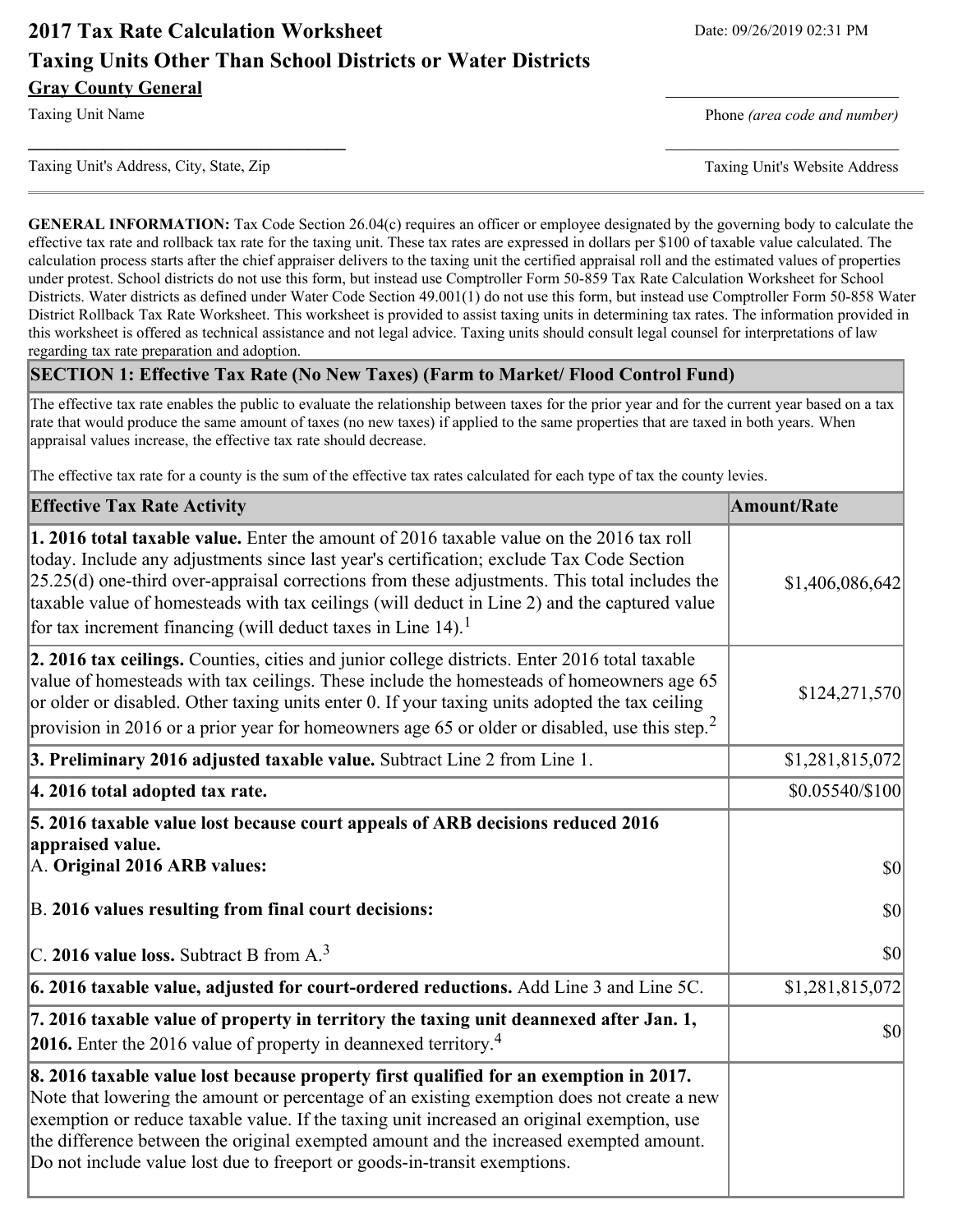# 2017 Tax Rate Calculation Worksheet

Date: 09/26/2019 02:31 PM

## Taxing Units Other Than School Districts or Water Districts

**Gray County General**

Taxing Unit Name

Phone *(area code and number)*

Taxing Unit's Address, City, State, Zip

Taxing Unit's Website Address

**GENERAL INFORMATION:** Tax Code Section 26.04(c) requires an officer or employee designated by the governing body to calculate the effective tax rate and rollback tax rate for the taxing unit. These tax rates are expressed in dollars per $100 of taxable value calculated. The calculation process starts after the chief appraiser delivers to the taxing unit the certified appraisal roll and the estimated values of properties under protest. School districts do not use this form, but instead use Comptroller Form 50-859 Tax Rate Calculation Worksheet for School Districts. Water districts as defined under Water Code Section 49.001(1) do not use this form, but instead use Comptroller Form 50-858 Water District Rollback Tax Rate Worksheet. This worksheet is provided to assist taxing units in determining tax rates. The information provided in this worksheet is offered as technical assistance and not legal advice. Taxing units should consult legal counsel for interpretations of law regarding tax rate preparation and adoption.

## SECTION 1: Effective Tax Rate (No New Taxes) (Farm to Market/ Flood Control Fund)

The effective tax rate enables the public to evaluate the relationship between taxes for the prior year and for the current year based on a tax rate that would produce the same amount of taxes (no new taxes) if applied to the same properties that are taxed in both years. When appraisal values increase, the effective tax rate should decrease.

The effective tax rate for a county is the sum of the effective tax rates calculated for each type of tax the county levies.

| Effective Tax Rate Activity | Amount/Rate |
|---|---|
| **1. 2016 total taxable value.** Enter the amount of 2016 taxable value on the 2016 tax roll today. Include any adjustments since last year's certification; exclude Tax Code Section 25.25(d) one-third over-appraisal corrections from these adjustments. This total includes the taxable value of homesteads with tax ceilings (will deduct in Line 2) and the captured value for tax increment financing (will deduct taxes in Line 14).[1] | $1,406,086,642 |
| **2. 2016 tax ceilings.** Counties, cities and junior college districts. Enter 2016 total taxable value of homesteads with tax ceilings. These include the homesteads of homeowners age 65 or older or disabled. Other taxing units enter 0. If your taxing units adopted the tax ceiling provision in 2016 or a prior year for homeowners age 65 or older or disabled, use this step.[2] | $124,271,570 |
| **3. Preliminary 2016 adjusted taxable value.** Subtract Line 2 from Line 1. | $1,281,815,072 |
| **4. 2016 total adopted tax rate.** | $0.05540/$100 |
| **5. 2016 taxable value lost because court appeals of ARB decisions reduced 2016 appraised value.** | |
| A. **Original 2016 ARB values:** | $0 |
| B. **2016 values resulting from final court decisions:** | $0 |
| C. **2016 value loss.** Subtract B from A.[3] | $0 |
| **6. 2016 taxable value, adjusted for court-ordered reductions.** Add Line 3 and Line 5C. | $1,281,815,072 |
| **7. 2016 taxable value of property in territory the taxing unit deannexed after Jan. 1, 2016.** Enter the 2016 value of property in deannexed territory.[4] | $0 |
| **8. 2016 taxable value lost because property first qualified for an exemption in 2017.** Note that lowering the amount or percentage of an existing exemption does not create a new exemption or reduce taxable value. If the taxing unit increased an original exemption, use the difference between the original exempted amount and the increased exempted amount. Do not include value lost due to freeport or goods-in-transit exemptions. | |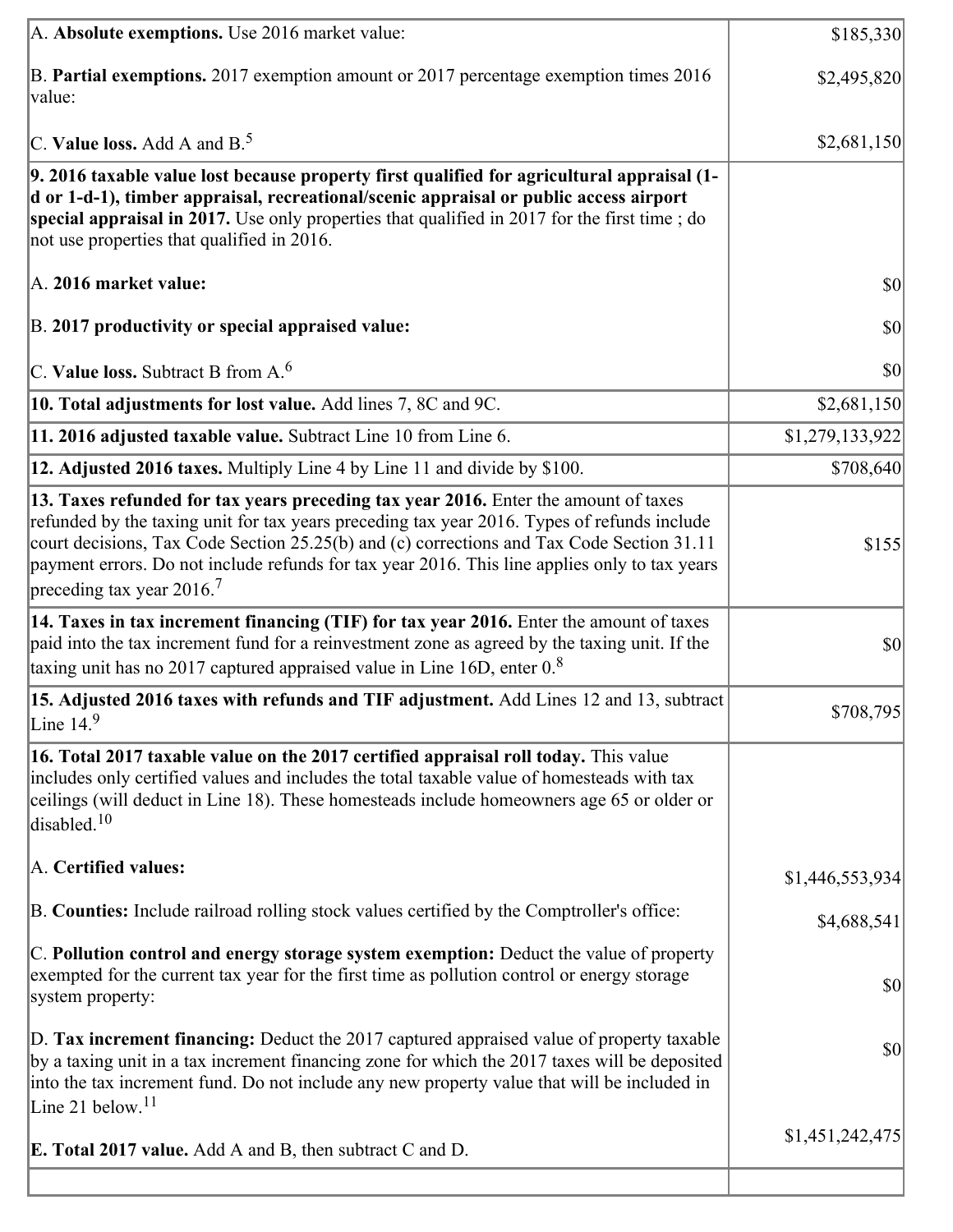| | |
|---|---|
| A. **Absolute exemptions.** Use 2016 market value: | $185,330 |
| B. **Partial exemptions.** 2017 exemption amount or 2017 percentage exemption times 2016 value: | $2,495,820 |
| C. **Value loss.** Add A and B.[5] | $2,681,150 |
| **9. 2016 taxable value lost because property first qualified for agricultural appraisal (1-d or 1-d-1), timber appraisal, recreational/scenic appraisal or public access airport special appraisal in 2017.** Use only properties that qualified in 2017 for the first time ; do not use properties that qualified in 2016. | |
| A. **2016 market value:** | $0 |
| B. **2017 productivity or special appraised value:** | $0 |
| C. **Value loss.** Subtract B from A.[6] | $0 |
| **10. Total adjustments for lost value.** Add lines 7, 8C and 9C. | $2,681,150 |
| **11. 2016 adjusted taxable value.** Subtract Line 10 from Line 6. | $1,279,133,922 |
| **12. Adjusted 2016 taxes.** Multiply Line 4 by Line 11 and divide by $100. | $708,640 |
| **13. Taxes refunded for tax years preceding tax year 2016.** Enter the amount of taxes refunded by the taxing unit for tax years preceding tax year 2016. Types of refunds include court decisions, Tax Code Section 25.25(b) and (c) corrections and Tax Code Section 31.11 payment errors. Do not include refunds for tax year 2016. This line applies only to tax years preceding tax year 2016.[7] | $155 |
| **14. Taxes in tax increment financing (TIF) for tax year 2016.** Enter the amount of taxes paid into the tax increment fund for a reinvestment zone as agreed by the taxing unit. If the taxing unit has no 2017 captured appraised value in Line 16D, enter 0.[8] | $0 |
| **15. Adjusted 2016 taxes with refunds and TIF adjustment.** Add Lines 12 and 13, subtract Line 14.[9] | $708,795 |
| **16. Total 2017 taxable value on the 2017 certified appraisal roll today.** This value includes only certified values and includes the total taxable value of homesteads with tax ceilings (will deduct in Line 18). These homesteads include homeowners age 65 or older or disabled.[10] | |
| A. **Certified values:** | $1,446,553,934 |
| B. **Counties:** Include railroad rolling stock values certified by the Comptroller's office: | $4,688,541 |
| C. **Pollution control and energy storage system exemption:** Deduct the value of property exempted for the current tax year for the first time as pollution control or energy storage system property: | $0 |
| D. **Tax increment financing:** Deduct the 2017 captured appraised value of property taxable by a taxing unit in a tax increment financing zone for which the 2017 taxes will be deposited into the tax increment fund. Do not include any new property value that will be included in Line 21 below.[11] | $0 |
| **E. Total 2017 value.** Add A and B, then subtract C and D. | $1,451,242,475 |
| | |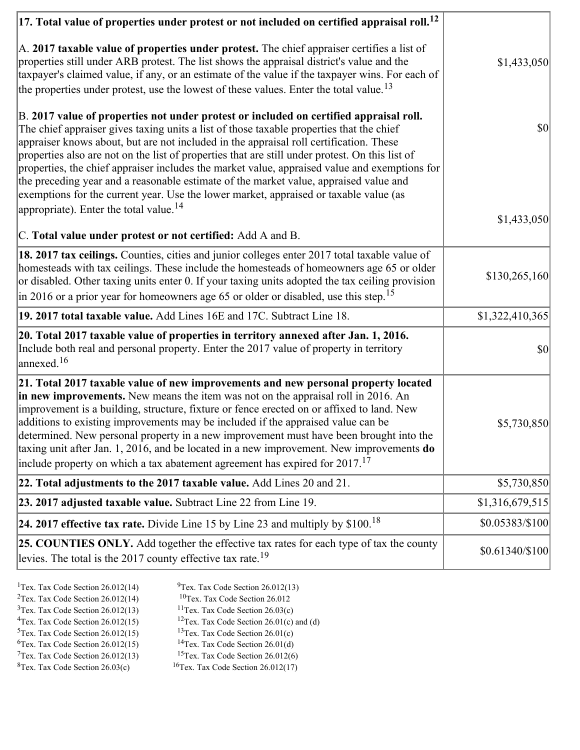| | |
|---|---|
| **17. Total value of properties under protest or not included on certified appraisal roll.**[12] <br><br> A. **2017 taxable value of properties under protest.** The chief appraiser certifies a list of properties still under ARB protest. The list shows the appraisal district's value and the taxpayer's claimed value, if any, or an estimate of the value if the taxpayer wins. For each of the properties under protest, use the lowest of these values. Enter the total value.[13] <br><br> B. **2017 value of properties not under protest or included on certified appraisal roll.** The chief appraiser gives taxing units a list of those taxable properties that the chief appraiser knows about, but are not included in the appraisal roll certification. These properties also are not on the list of properties that are still under protest. On this list of properties, the chief appraiser includes the market value, appraised value and exemptions for the preceding year and a reasonable estimate of the market value, appraised value and exemptions for the current year. Use the lower market, appraised or taxable value (as appropriate). Enter the total value.[14] <br><br> C. **Total value under protest or not certified:** Add A and B. | <br><br> $1,433,050 <br><br> $0 <br><br> $1,433,050 |
| **18. 2017 tax ceilings.** Counties, cities and junior colleges enter 2017 total taxable value of homesteads with tax ceilings. These include the homesteads of homeowners age 65 or older or disabled. Other taxing units enter 0. If your taxing units adopted the tax ceiling provision in 2016 or a prior year for homeowners age 65 or older or disabled, use this step.[15] | $130,265,160 |
| **19. 2017 total taxable value.** Add Lines 16E and 17C. Subtract Line 18. | $1,322,410,365 |
| **20. Total 2017 taxable value of properties in territory annexed after Jan. 1, 2016.** Include both real and personal property. Enter the 2017 value of property in territory annexed.[16] | $0 |
| **21. Total 2017 taxable value of new improvements and new personal property located in new improvements.** New means the item was not on the appraisal roll in 2016. An improvement is a building, structure, fixture or fence erected on or affixed to land. New additions to existing improvements may be included if the appraised value can be determined. New personal property in a new improvement must have been brought into the taxing unit after Jan. 1, 2016, and be located in a new improvement. New improvements **do** include property on which a tax abatement agreement has expired for 2017.[17] | $5,730,850 |
| **22. Total adjustments to the 2017 taxable value.** Add Lines 20 and 21. | $5,730,850 |
| **23. 2017 adjusted taxable value.** Subtract Line 22 from Line 19. | $1,316,679,515 |
| **24. 2017 effective tax rate.** Divide Line 15 by Line 23 and multiply by $100.[18] | $0.05383/$100 |
| **25. COUNTIES ONLY.** Add together the effective tax rates for each type of tax the county levies. The total is the 2017 county effective tax rate.[19] | $0.61340/$100 |

[1]Tex. Tax Code Section 26.012(14)
[2]Tex. Tax Code Section 26.012(14)
[3]Tex. Tax Code Section 26.012(13)
[4]Tex. Tax Code Section 26.012(15)
[5]Tex. Tax Code Section 26.012(15)
[6]Tex. Tax Code Section 26.012(15)
[7]Tex. Tax Code Section 26.012(13)
[8]Tex. Tax Code Section 26.03(c)
[9]Tex. Tax Code Section 26.012(13)
[10]Tex. Tax Code Section 26.012
[11]Tex. Tax Code Section 26.03(c)
[12]Tex. Tax Code Section 26.01(c) and (d)
[13]Tex. Tax Code Section 26.01(c)
[14]Tex. Tax Code Section 26.01(d)
[15]Tex. Tax Code Section 26.012(6)
[16]Tex. Tax Code Section 26.012(17)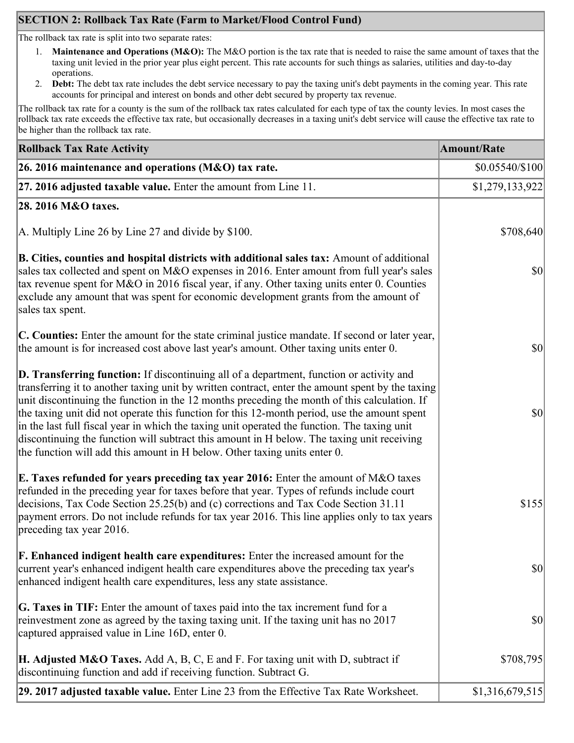## SECTION 2: Rollback Tax Rate (Farm to Market/Flood Control Fund)

The rollback tax rate is split into two separate rates:

1. **Maintenance and Operations (M&O):** The M&O portion is the tax rate that is needed to raise the same amount of taxes that the taxing unit levied in the prior year plus eight percent. This rate accounts for such things as salaries, utilities and day-to-day operations.
2. **Debt:** The debt tax rate includes the debt service necessary to pay the taxing unit's debt payments in the coming year. This rate accounts for principal and interest on bonds and other debt secured by property tax revenue.

The rollback tax rate for a county is the sum of the rollback tax rates calculated for each type of tax the county levies. In most cases the rollback tax rate exceeds the effective tax rate, but occasionally decreases in a taxing unit's debt service will cause the effective tax rate to be higher than the rollback tax rate.

| Rollback Tax Rate Activity | Amount/Rate |
| --- | --- |
| **26. 2016 maintenance and operations (M&O) tax rate.** | $0.05540/$100 |
| **27. 2016 adjusted taxable value.** Enter the amount from Line 11. | $1,279,133,922 |
| **28. 2016 M&O taxes.** | |
| A. Multiply Line 26 by Line 27 and divide by $100. | $708,640 |
| **B. Cities, counties and hospital districts with additional sales tax:** Amount of additional sales tax collected and spent on M&O expenses in 2016. Enter amount from full year's sales tax revenue spent for M&O in 2016 fiscal year, if any. Other taxing units enter 0. Counties exclude any amount that was spent for economic development grants from the amount of sales tax spent. | $0 |
| **C. Counties:** Enter the amount for the state criminal justice mandate. If second or later year, the amount is for increased cost above last year's amount. Other taxing units enter 0. | $0 |
| **D. Transferring function:** If discontinuing all of a department, function or activity and transferring it to another taxing unit by written contract, enter the amount spent by the taxing unit discontinuing the function in the 12 months preceding the month of this calculation. If the taxing unit did not operate this function for this 12-month period, use the amount spent in the last full fiscal year in which the taxing unit operated the function. The taxing unit discontinuing the function will subtract this amount in H below. The taxing unit receiving the function will add this amount in H below. Other taxing units enter 0. | $0 |
| **E. Taxes refunded for years preceding tax year 2016:** Enter the amount of M&O taxes refunded in the preceding year for taxes before that year. Types of refunds include court decisions, Tax Code Section 25.25(b) and (c) corrections and Tax Code Section 31.11 payment errors. Do not include refunds for tax year 2016. This line applies only to tax years preceding tax year 2016. | $155 |
| **F. Enhanced indigent health care expenditures:** Enter the increased amount for the current year's enhanced indigent health care expenditures above the preceding tax year's enhanced indigent health care expenditures, less any state assistance. | $0 |
| **G. Taxes in TIF:** Enter the amount of taxes paid into the tax increment fund for a reinvestment zone as agreed by the taxing taxing unit. If the taxing unit has no 2017 captured appraised value in Line 16D, enter 0. | $0 |
| **H. Adjusted M&O Taxes.** Add A, B, C, E and F. For taxing unit with D, subtract if discontinuing function and add if receiving function. Subtract G. | $708,795 |
| **29. 2017 adjusted taxable value.** Enter Line 23 from the Effective Tax Rate Worksheet. | $1,316,679,515 |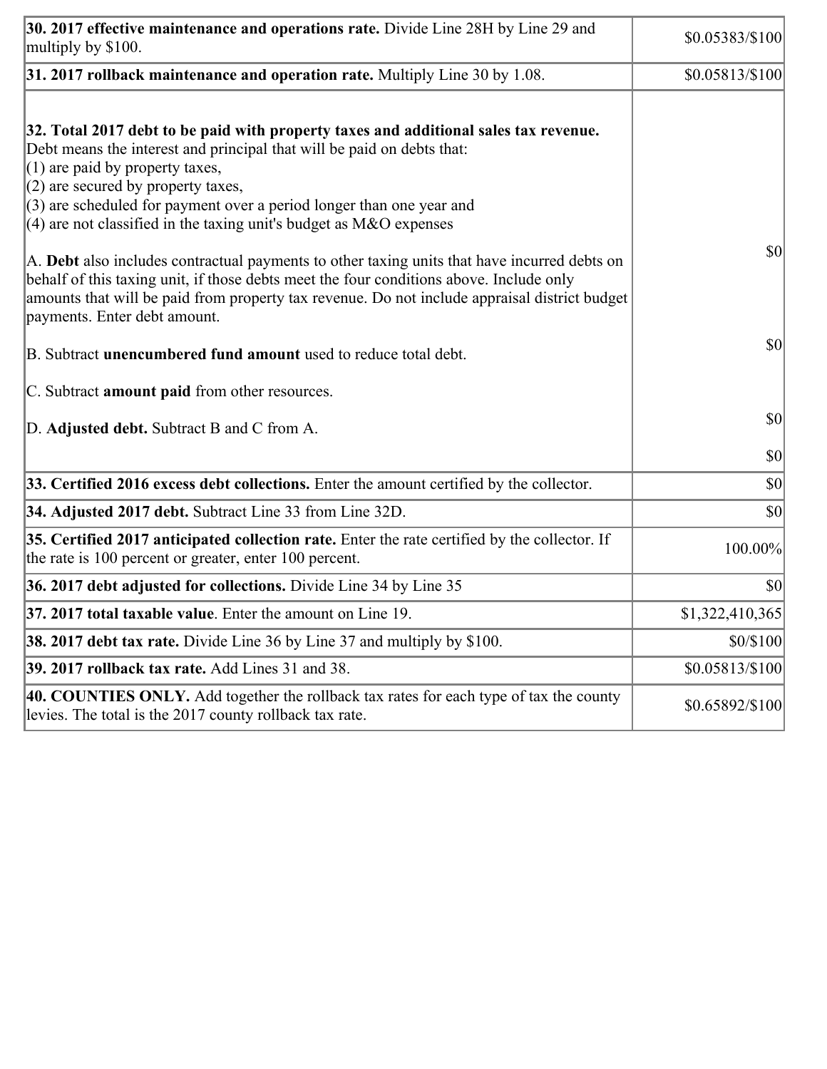| | |
|---|---|
| **30. 2017 effective maintenance and operations rate.** Divide Line 28H by Line 29 and multiply by $100. | $0.05383/$100 |
| **31. 2017 rollback maintenance and operation rate.** Multiply Line 30 by 1.08. | $0.05813/$100 |
| **32. Total 2017 debt to be paid with property taxes and additional sales tax revenue.** Debt means the interest and principal that will be paid on debts that:<br>(1) are paid by property taxes,<br>(2) are secured by property taxes,<br>(3) are scheduled for payment over a period longer than one year and<br>(4) are not classified in the taxing unit's budget as M&O expenses<br><br>A. **Debt** also includes contractual payments to other taxing units that have incurred debts on behalf of this taxing unit, if those debts meet the four conditions above. Include only amounts that will be paid from property tax revenue. Do not include appraisal district budget payments. Enter debt amount.<br><br>B. Subtract **unencumbered fund amount** used to reduce total debt.<br><br>C. Subtract **amount paid** from other resources.<br><br>D. **Adjusted debt.** Subtract B and C from A. | $0<br><br>$0<br><br>$0<br><br>$0 |
| **33. Certified 2016 excess debt collections.** Enter the amount certified by the collector. | $0 |
| **34. Adjusted 2017 debt.** Subtract Line 33 from Line 32D. | $0 |
| **35. Certified 2017 anticipated collection rate.** Enter the rate certified by the collector. If the rate is 100 percent or greater, enter 100 percent. | 100.00% |
| **36. 2017 debt adjusted for collections.** Divide Line 34 by Line 35 | $0 |
| **37. 2017 total taxable value**. Enter the amount on Line 19. | $1,322,410,365 |
| **38. 2017 debt tax rate.** Divide Line 36 by Line 37 and multiply by $100. | $0/$100 |
| **39. 2017 rollback tax rate.** Add Lines 31 and 38. | $0.05813/$100 |
| **40. COUNTIES ONLY.** Add together the rollback tax rates for each type of tax the county levies. The total is the 2017 county rollback tax rate. | $0.65892/$100 |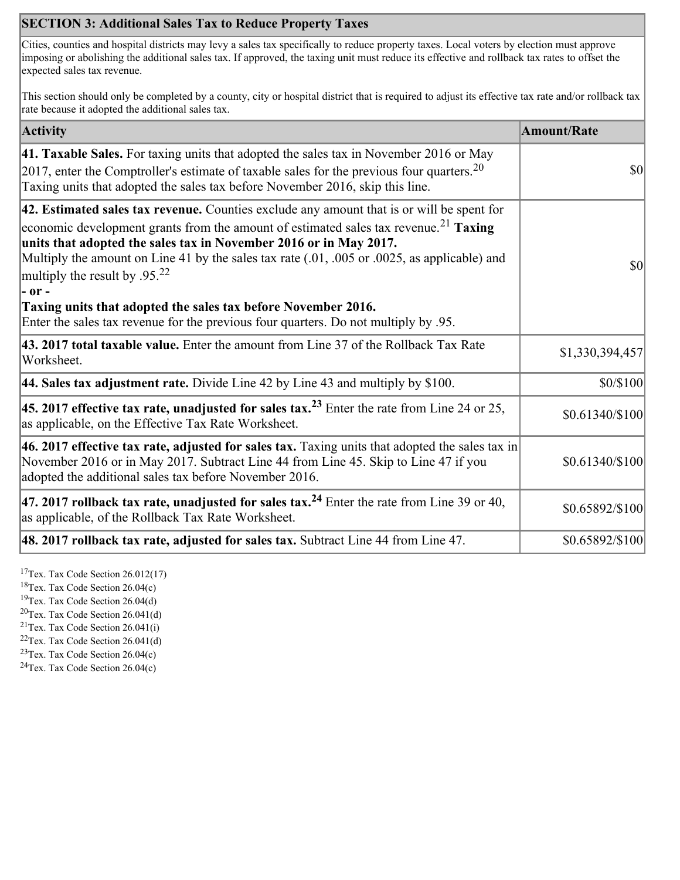## SECTION 3: Additional Sales Tax to Reduce Property Taxes

Cities, counties and hospital districts may levy a sales tax specifically to reduce property taxes. Local voters by election must approve imposing or abolishing the additional sales tax. If approved, the taxing unit must reduce its effective and rollback tax rates to offset the expected sales tax revenue.

This section should only be completed by a county, city or hospital district that is required to adjust its effective tax rate and/or rollback tax rate because it adopted the additional sales tax.

| Activity | Amount/Rate |
|---|---|
| **41. Taxable Sales.** For taxing units that adopted the sales tax in November 2016 or May 2017, enter the Comptroller's estimate of taxable sales for the previous four quarters.[20] Taxing units that adopted the sales tax before November 2016, skip this line. | $0 |
| **42. Estimated sales tax revenue.** Counties exclude any amount that is or will be spent for economic development grants from the amount of estimated sales tax revenue.[21] **Taxing units that adopted the sales tax in November 2016 or in May 2017.** Multiply the amount on Line 41 by the sales tax rate (.01, .005 or .0025, as applicable) and multiply the result by .95.[22] **- or -** **Taxing units that adopted the sales tax before November 2016.** Enter the sales tax revenue for the previous four quarters. Do not multiply by .95. | $0 |
| **43. 2017 total taxable value.** Enter the amount from Line 37 of the Rollback Tax Rate Worksheet. | $1,330,394,457 |
| **44. Sales tax adjustment rate.** Divide Line 42 by Line 43 and multiply by $100. | $0/$100 |
| **45. 2017 effective tax rate, unadjusted for sales tax.**[23] Enter the rate from Line 24 or 25, as applicable, on the Effective Tax Rate Worksheet. | $0.61340/$100 |
| **46. 2017 effective tax rate, adjusted for sales tax.** Taxing units that adopted the sales tax in November 2016 or in May 2017. Subtract Line 44 from Line 45. Skip to Line 47 if you adopted the additional sales tax before November 2016. | $0.61340/$100 |
| **47. 2017 rollback tax rate, unadjusted for sales tax.**[24] Enter the rate from Line 39 or 40, as applicable, of the Rollback Tax Rate Worksheet. | $0.65892/$100 |
| **48. 2017 rollback tax rate, adjusted for sales tax.** Subtract Line 44 from Line 47. | $0.65892/$100 |

[17] Tex. Tax Code Section 26.012(17)
[18] Tex. Tax Code Section 26.04(c)
[19] Tex. Tax Code Section 26.04(d)
[20] Tex. Tax Code Section 26.041(d)
[21] Tex. Tax Code Section 26.041(i)
[22] Tex. Tax Code Section 26.041(d)
[23] Tex. Tax Code Section 26.04(c)
[24] Tex. Tax Code Section 26.04(c)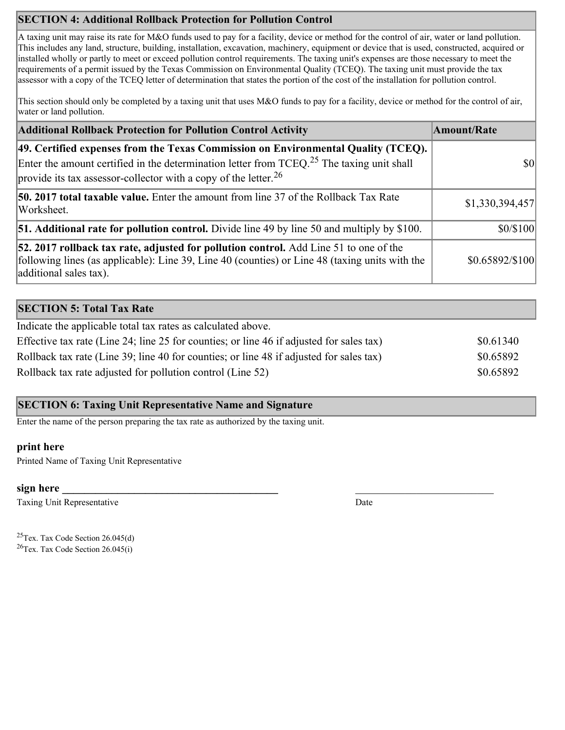## SECTION 4: Additional Rollback Protection for Pollution Control

A taxing unit may raise its rate for M&O funds used to pay for a facility, device or method for the control of air, water or land pollution. This includes any land, structure, building, installation, excavation, machinery, equipment or device that is used, constructed, acquired or installed wholly or partly to meet or exceed pollution control requirements. The taxing unit's expenses are those necessary to meet the requirements of a permit issued by the Texas Commission on Environmental Quality (TCEQ). The taxing unit must provide the tax assessor with a copy of the TCEQ letter of determination that states the portion of the cost of the installation for pollution control.

This section should only be completed by a taxing unit that uses M&O funds to pay for a facility, device or method for the control of air, water or land pollution.

| Additional Rollback Protection for Pollution Control Activity | Amount/Rate |
|---|---|
| **49. Certified expenses from the Texas Commission on Environmental Quality (TCEQ).** Enter the amount certified in the determination letter from TCEQ.[25] The taxing unit shall provide its tax assessor-collector with a copy of the letter.[26] | $0 |
| **50. 2017 total taxable value.** Enter the amount from line 37 of the Rollback Tax Rate Worksheet. | $1,330,394,457 |
| **51. Additional rate for pollution control.** Divide line 49 by line 50 and multiply by $100. | $0/$100 |
| **52. 2017 rollback tax rate, adjusted for pollution control.** Add Line 51 to one of the following lines (as applicable): Line 39, Line 40 (counties) or Line 48 (taxing units with the additional sales tax). | $0.65892/$100 |

## SECTION 5: Total Tax Rate

Indicate the applicable total tax rates as calculated above.

| | |
|---|---|
| Effective tax rate (Line 24; line 25 for counties; or line 46 if adjusted for sales tax) | $0.61340 |
| Rollback tax rate (Line 39; line 40 for counties; or line 48 if adjusted for sales tax) | $0.65892 |
| Rollback tax rate adjusted for pollution control (Line 52) | $0.65892 |

## SECTION 6: Taxing Unit Representative Name and Signature

Enter the name of the person preparing the tax rate as authorized by the taxing unit.

**print here**

Printed Name of Taxing Unit Representative

**sign here** ________________________________________ ____________________________

Taxing Unit Representative Date

[25]Tex. Tax Code Section 26.045(d)
[26]Tex. Tax Code Section 26.045(i)